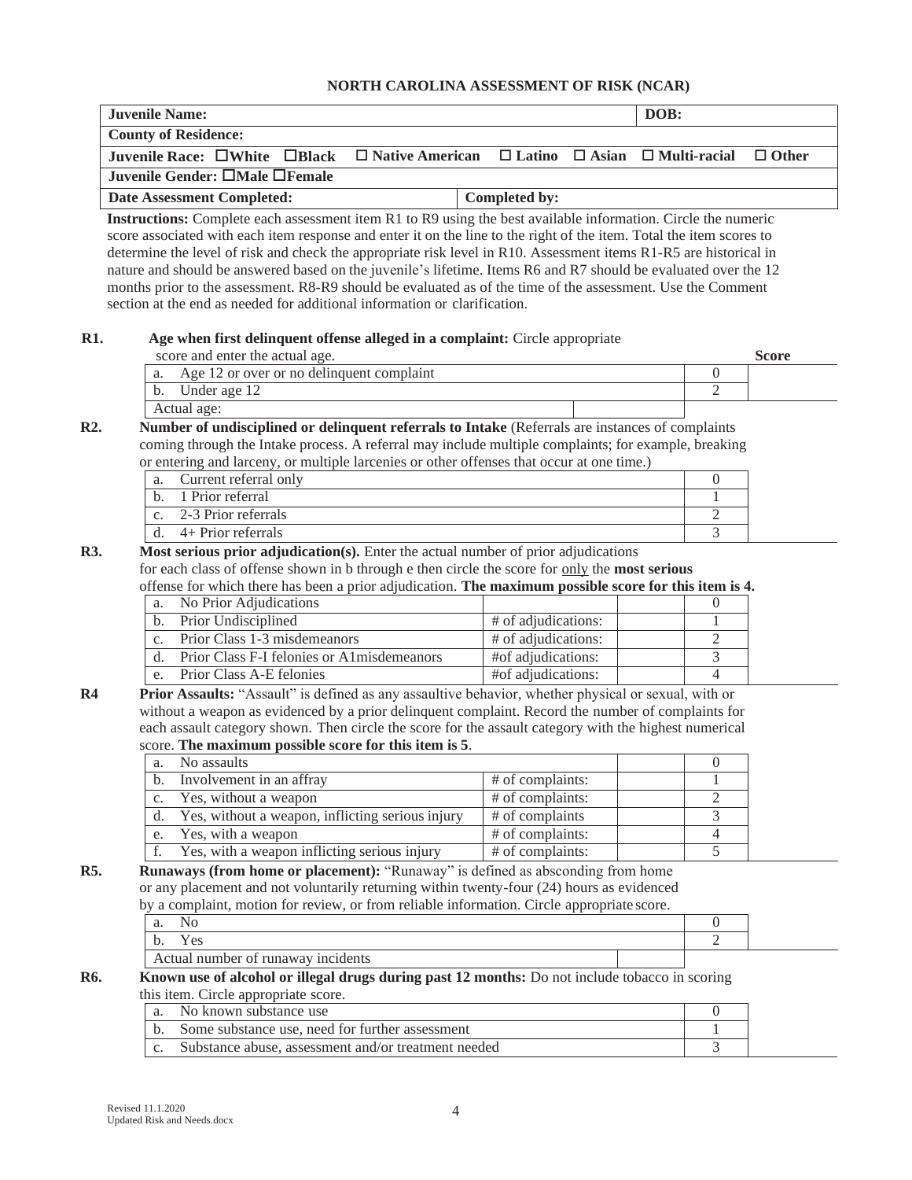# NORTH CAROLINA ASSESSMENT OF RISK (NCAR)

| **Juvenile Name:** | **DOB:** |
|---|---|
| **County of Residence:** | |
| **Juvenile Race:** ☐White ☐Black ☐ Native American ☐ Latino ☐ Asian ☐ Multi-racial ☐ Other | |
| **Juvenile Gender:** ☐Male ☐Female | |
| **Date Assessment Completed:** | **Completed by:** |

**Instructions:** Complete each assessment item R1 to R9 using the best available information. Circle the numeric score associated with each item response and enter it on the line to the right of the item. Total the item scores to determine the level of risk and check the appropriate risk level in R10. Assessment items R1-R5 are historical in nature and should be answered based on the juvenile's lifetime. Items R6 and R7 should be evaluated over the 12 months prior to the assessment. R8-R9 should be evaluated as of the time of the assessment. Use the Comment section at the end as needed for additional information or clarification.

**R1. Age when first delinquent offense alleged in a complaint:** Circle appropriate score and enter the actual age.

| | | **Score** |
|---|---|---|
| a. Age 12 or over or no delinquent complaint | 0 | |
| b. Under age 12 | 2 | |
| Actual age: | | |

**R2. Number of undisciplined or delinquent referrals to Intake** (Referrals are instances of complaints coming through the Intake process. A referral may include multiple complaints; for example, breaking or entering and larceny, or multiple larcenies or other offenses that occur at one time.)

| | | |
|---|---|---|
| a. Current referral only | 0 | |
| b. 1 Prior referral | 1 | |
| c. 2-3 Prior referrals | 2 | |
| d. 4+ Prior referrals | 3 | |

**R3. Most serious prior adjudication(s).** Enter the actual number of prior adjudications for each class of offense shown in b through e then circle the score for only the **most serious** offense for which there has been a prior adjudication. **The maximum possible score for this item is 4.**

| | | | | |
|---|---|---|---|---|
| a. No Prior Adjudications | | | 0 | |
| b. Prior Undisciplined | # of adjudications: | | 1 | |
| c. Prior Class 1-3 misdemeanors | # of adjudications: | | 2 | |
| d. Prior Class F-I felonies or A1misdemeanors | #of adjudications: | | 3 | |
| e. Prior Class A-E felonies | #of adjudications: | | 4 | |

**R4 Prior Assaults:** "Assault" is defined as any assaultive behavior, whether physical or sexual, with or without a weapon as evidenced by a prior delinquent complaint. Record the number of complaints for each assault category shown. Then circle the score for the assault category with the highest numerical score. **The maximum possible score for this item is 5**.

| | | | | |
|---|---|---|---|---|
| a. No assaults | | | 0 | |
| b. Involvement in an affray | # of complaints: | | 1 | |
| c. Yes, without a weapon | # of complaints: | | 2 | |
| d. Yes, without a weapon, inflicting serious injury | # of complaints | | 3 | |
| e. Yes, with a weapon | # of complaints: | | 4 | |
| f. Yes, with a weapon inflicting serious injury | # of complaints: | | 5 | |

**R5. Runaways (from home or placement):** "Runaway" is defined as absconding from home or any placement and not voluntarily returning within twenty-four (24) hours as evidenced by a complaint, motion for review, or from reliable information. Circle appropriate score.

| | | |
|---|---|---|
| a. No | 0 | |
| b. Yes | 2 | |
| Actual number of runaway incidents | | |

**R6. Known use of alcohol or illegal drugs during past 12 months:** Do not include tobacco in scoring this item. Circle appropriate score.

| | | |
|---|---|---|
| a. No known substance use | 0 | |
| b. Some substance use, need for further assessment | 1 | |
| c. Substance abuse, assessment and/or treatment needed | 3 | |

Revised 11.1.2020
Updated Risk and Needs.docx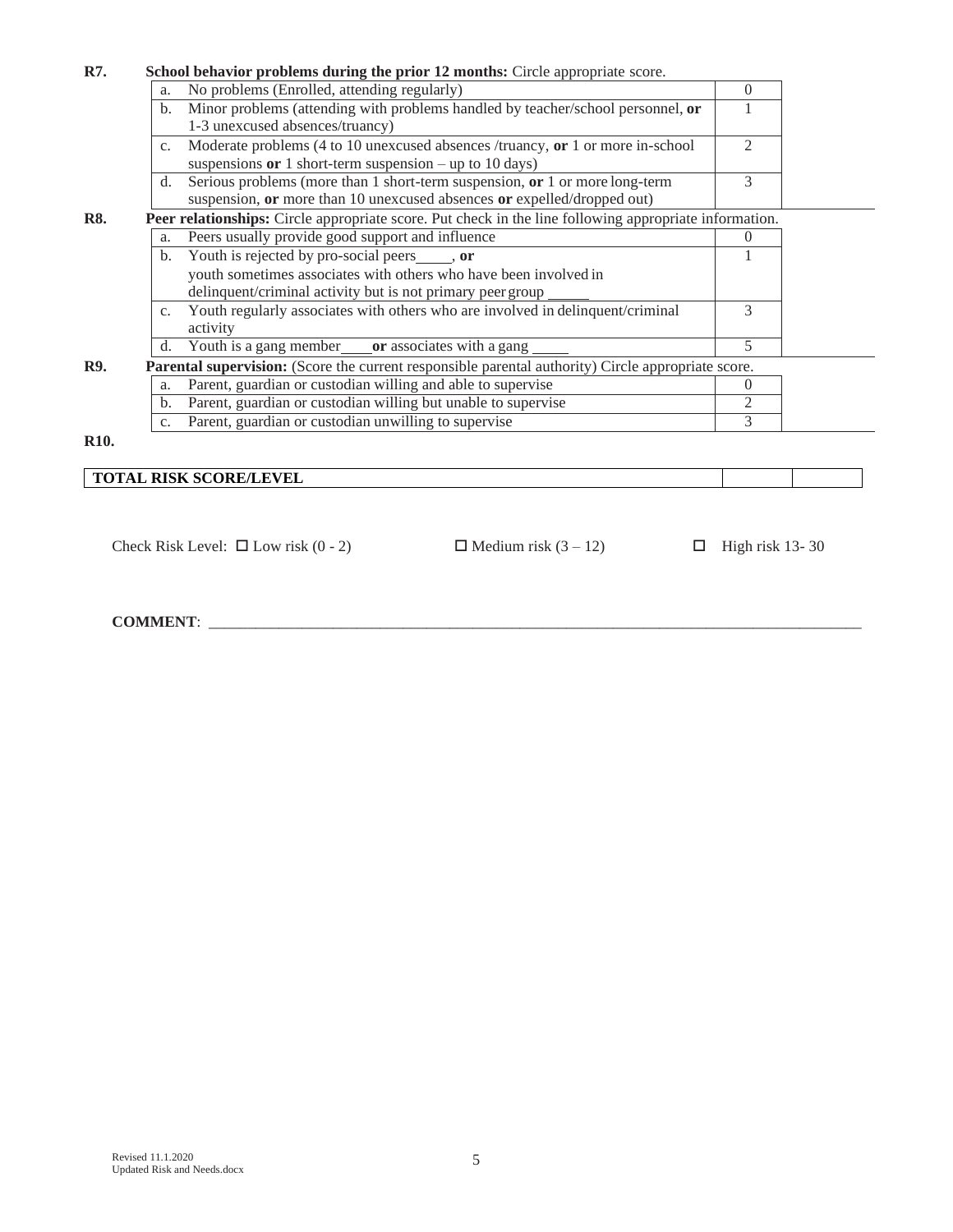**R7. School behavior problems during the prior 12 months:** Circle appropriate score.

| | | |
|---|---|---|
| a. | No problems (Enrolled, attending regularly) | 0 |
| b. | Minor problems (attending with problems handled by teacher/school personnel, **or** 1-3 unexcused absences/truancy) | 1 |
| c. | Moderate problems (4 to 10 unexcused absences /truancy, **or** 1 or more in-school suspensions **or** 1 short-term suspension – up to 10 days) | 2 |
| d. | Serious problems (more than 1 short-term suspension, **or** 1 or more long-term suspension, **or** more than 10 unexcused absences **or** expelled/dropped out) | 3 |

**R8. Peer relationships:** Circle appropriate score. Put check in the line following appropriate information.

| | | |
|---|---|---|
| a. | Peers usually provide good support and influence | 0 |
| b. | Youth is rejected by pro-social peers____, **or** youth sometimes associates with others who have been involved in delinquent/criminal activity but is not primary peer group _____ | 1 |
| c. | Youth regularly associates with others who are involved in delinquent/criminal activity | 3 |
| d. | Youth is a gang member____**or** associates with a gang ____ | 5 |

**R9. Parental supervision:** (Score the current responsible parental authority) Circle appropriate score.

| | | |
|---|---|---|
| a. | Parent, guardian or custodian willing and able to supervise | 0 |
| b. | Parent, guardian or custodian willing but unable to supervise | 2 |
| c. | Parent, guardian or custodian unwilling to supervise | 3 |

**R10.**

| **TOTAL RISK SCORE/LEVEL** | | |
|---|---|---|

Check Risk Level: ☐ Low risk (0 - 2) ☐ Medium risk (3 – 12) ☐ High risk 13- 30

**COMMENT**: ____________________________________________________________________________

Revised 11.1.2020
Updated Risk and Needs.docx